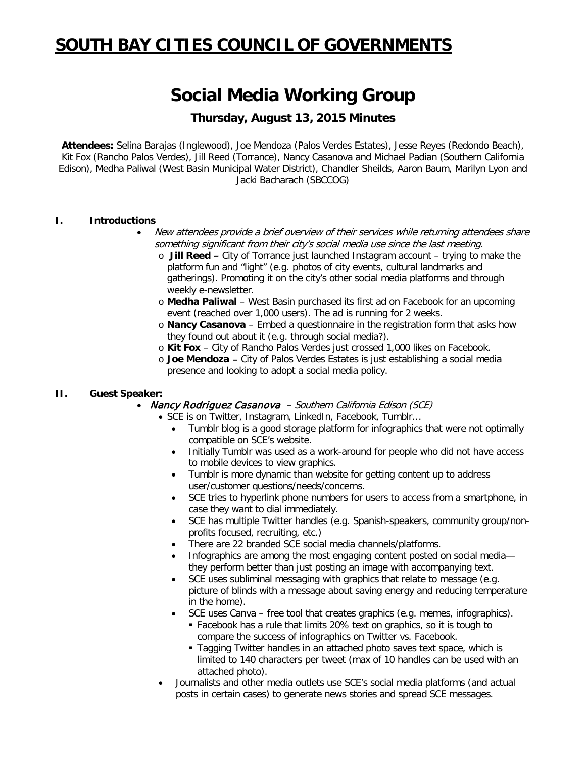# SOUTH BAY CITIES COUNCIL OF GOVERNMENTS

## Social Media Working Group

### Thursday, August 13, 2015 Minutes

**Attendees:** Selina Barajas (Inglewood), Joe Mendoza (Palos Verdes Estates), Jesse Reyes (Redondo Beach), Kit Fox (Rancho Palos Verdes), Jill Reed (Torrance), Nancy Casanova and Michael Padian (Southern California Edison), Medha Paliwal (West Basin Municipal Water District), Chandler Sheilds, Aaron Baum, Marilyn Lyon and Jacki Bacharach (SBCCOG)

**I. Introductions**

- *New attendees provide a brief overview of their services while returning attendees share something significant from their city's social media use since the last meeting.*
  - **Jill Reed –** City of Torrance just launched Instagram account – trying to make the platform fun and "light" (e.g. photos of city events, cultural landmarks and gatherings). Promoting it on the city's other social media platforms and through weekly e-newsletter.
  - **Medha Paliwal** – West Basin purchased its first ad on Facebook for an upcoming event (reached over 1,000 users). The ad is running for 2 weeks.
  - **Nancy Casanova** – Embed a questionnaire in the registration form that asks how they found out about it (e.g. through social media?).
  - **Kit Fox** – City of Rancho Palos Verdes just crossed 1,000 likes on Facebook.
  - **Joe Mendoza –** City of Palos Verdes Estates is just establishing a social media presence and looking to adopt a social media policy.

**II. Guest Speaker:**

- ***Nancy Rodriguez Casanova*** – *Southern California Edison (SCE)*
  - SCE is on Twitter, Instagram, LinkedIn, Facebook, Tumblr…
    - Tumblr blog is a good storage platform for infographics that were not optimally compatible on SCE's website.
    - Initially Tumblr was used as a work-around for people who did not have access to mobile devices to view graphics.
    - Tumblr is more dynamic than website for getting content up to address user/customer questions/needs/concerns.
    - SCE tries to hyperlink phone numbers for users to access from a smartphone, in case they want to dial immediately.
    - SCE has multiple Twitter handles (e.g. Spanish-speakers, community group/non-profits focused, recruiting, etc.)
    - There are 22 branded SCE social media channels/platforms.
    - Infographics are among the most engaging content posted on social media—they perform better than just posting an image with accompanying text.
    - SCE uses subliminal messaging with graphics that relate to message (e.g. picture of blinds with a message about saving energy and reducing temperature in the home).
    - SCE uses Canva – free tool that creates graphics (e.g. memes, infographics).
      - Facebook has a rule that limits 20% text on graphics, so it is tough to compare the success of infographics on Twitter vs. Facebook.
      - Tagging Twitter handles in an attached photo saves text space, which is limited to 140 characters per tweet (max of 10 handles can be used with an attached photo).
  - Journalists and other media outlets use SCE's social media platforms (and actual posts in certain cases) to generate news stories and spread SCE messages.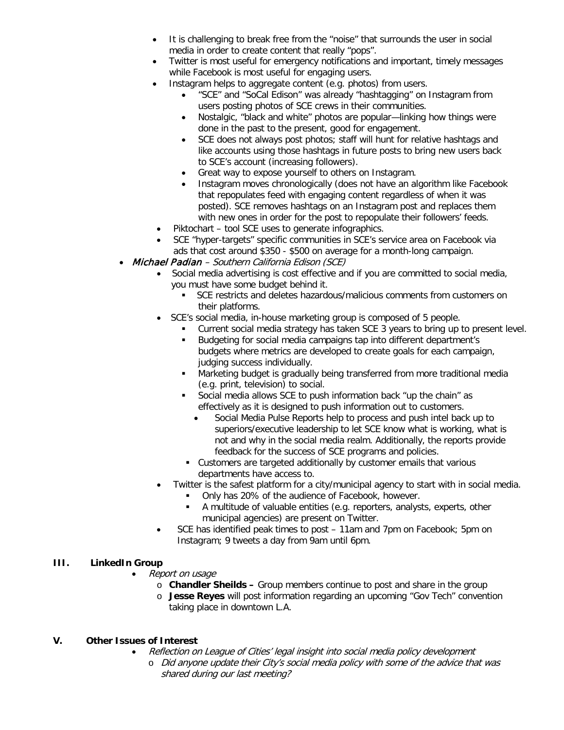- It is challenging to break free from the "noise" that surrounds the user in social media in order to create content that really "pops".
- Twitter is most useful for emergency notifications and important, timely messages while Facebook is most useful for engaging users.
- Instagram helps to aggregate content (e.g. photos) from users.
  - "SCE" and "SoCal Edison" was already "hashtagging" on Instagram from users posting photos of SCE crews in their communities.
  - Nostalgic, "black and white" photos are popular—linking how things were done in the past to the present, good for engagement.
  - SCE does not always post photos; staff will hunt for relative hashtags and like accounts using those hashtags in future posts to bring new users back to SCE's account (increasing followers).
  - Great way to expose yourself to others on Instagram.
  - Instagram moves chronologically (does not have an algorithm like Facebook that repopulates feed with engaging content regardless of when it was posted). SCE removes hashtags on an Instagram post and replaces them with new ones in order for the post to repopulate their followers' feeds.
- Piktochart – tool SCE uses to generate infographics.
- SCE "hyper-targets" specific communities in SCE's service area on Facebook via ads that cost around $350 - $500 on average for a month-long campaign.

- *Michael Padian – Southern California Edison (SCE)*
  - Social media advertising is cost effective and if you are committed to social media, you must have some budget behind it.
    - SCE restricts and deletes hazardous/malicious comments from customers on their platforms.
  - SCE's social media, in-house marketing group is composed of 5 people.
    - Current social media strategy has taken SCE 3 years to bring up to present level.
    - Budgeting for social media campaigns tap into different department's budgets where metrics are developed to create goals for each campaign, judging success individually.
    - Marketing budget is gradually being transferred from more traditional media (e.g. print, television) to social.
    - Social media allows SCE to push information back "up the chain" as effectively as it is designed to push information out to customers.
      - Social Media Pulse Reports help to process and push intel back up to superiors/executive leadership to let SCE know what is working, what is not and why in the social media realm. Additionally, the reports provide feedback for the success of SCE programs and policies.
    - Customers are targeted additionally by customer emails that various departments have access to.
  - Twitter is the safest platform for a city/municipal agency to start with in social media.
    - Only has 20% of the audience of Facebook, however.
    - A multitude of valuable entities (e.g. reporters, analysts, experts, other municipal agencies) are present on Twitter.
  - SCE has identified peak times to post – 11am and 7pm on Facebook; 5pm on Instagram; 9 tweets a day from 9am until 6pm.

## III. LinkedIn Group

- *Report on usage*
  - **Chandler Sheilds –** Group members continue to post and share in the group
  - **Jesse Reyes** will post information regarding an upcoming "Gov Tech" convention taking place in downtown L.A.

## V. Other Issues of Interest

- *Reflection on League of Cities' legal insight into social media policy development*
  - *Did anyone update their City's social media policy with some of the advice that was shared during our last meeting?*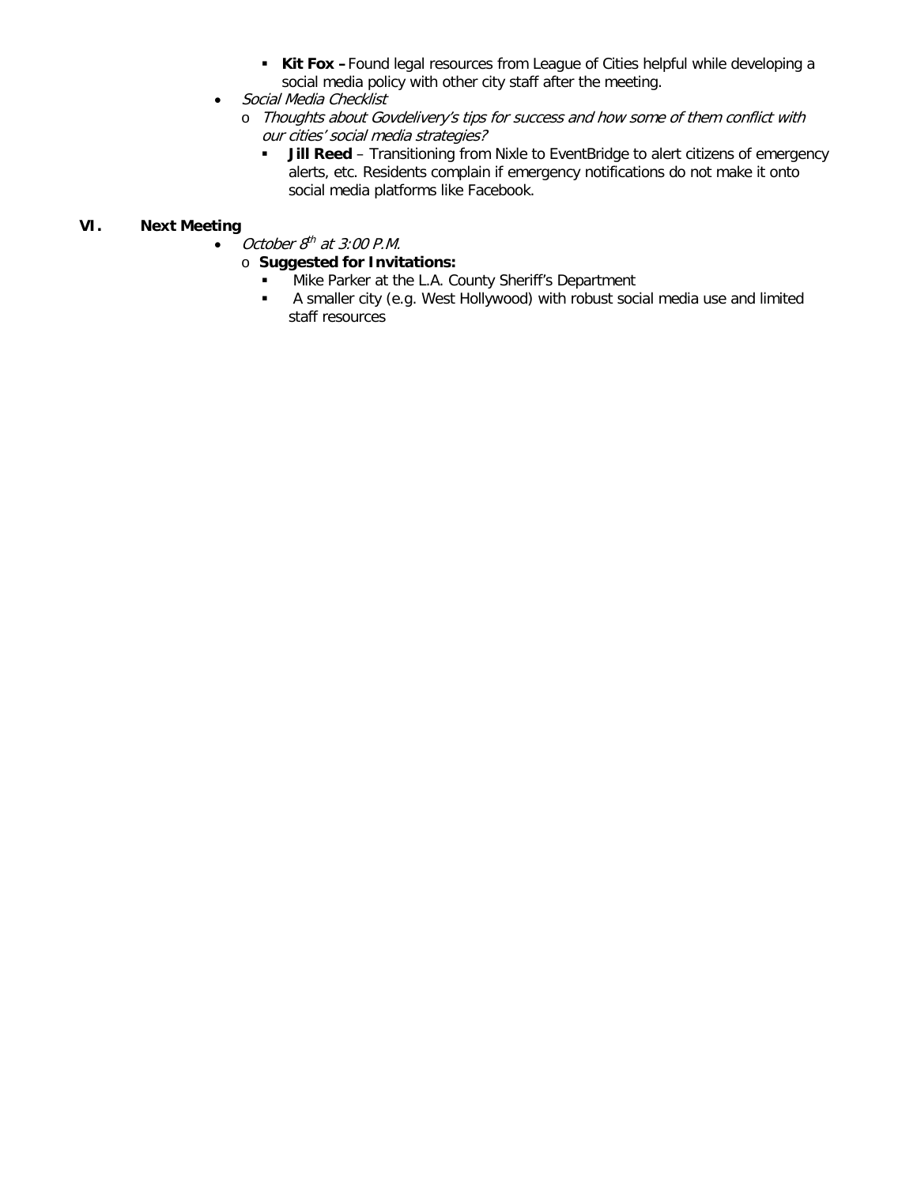- **Kit Fox –** Found legal resources from League of Cities helpful while developing a social media policy with other city staff after the meeting.
- *Social Media Checklist*
  - *Thoughts about Govdelivery's tips for success and how some of them conflict with our cities' social media strategies?*
    - **Jill Reed** – Transitioning from Nixle to EventBridge to alert citizens of emergency alerts, etc. Residents complain if emergency notifications do not make it onto social media platforms like Facebook.

## VI. Next Meeting

- *October 8th at 3:00 P.M.*
  - **Suggested for Invitations:**
    - Mike Parker at the L.A. County Sheriff's Department
    - A smaller city (e.g. West Hollywood) with robust social media use and limited staff resources